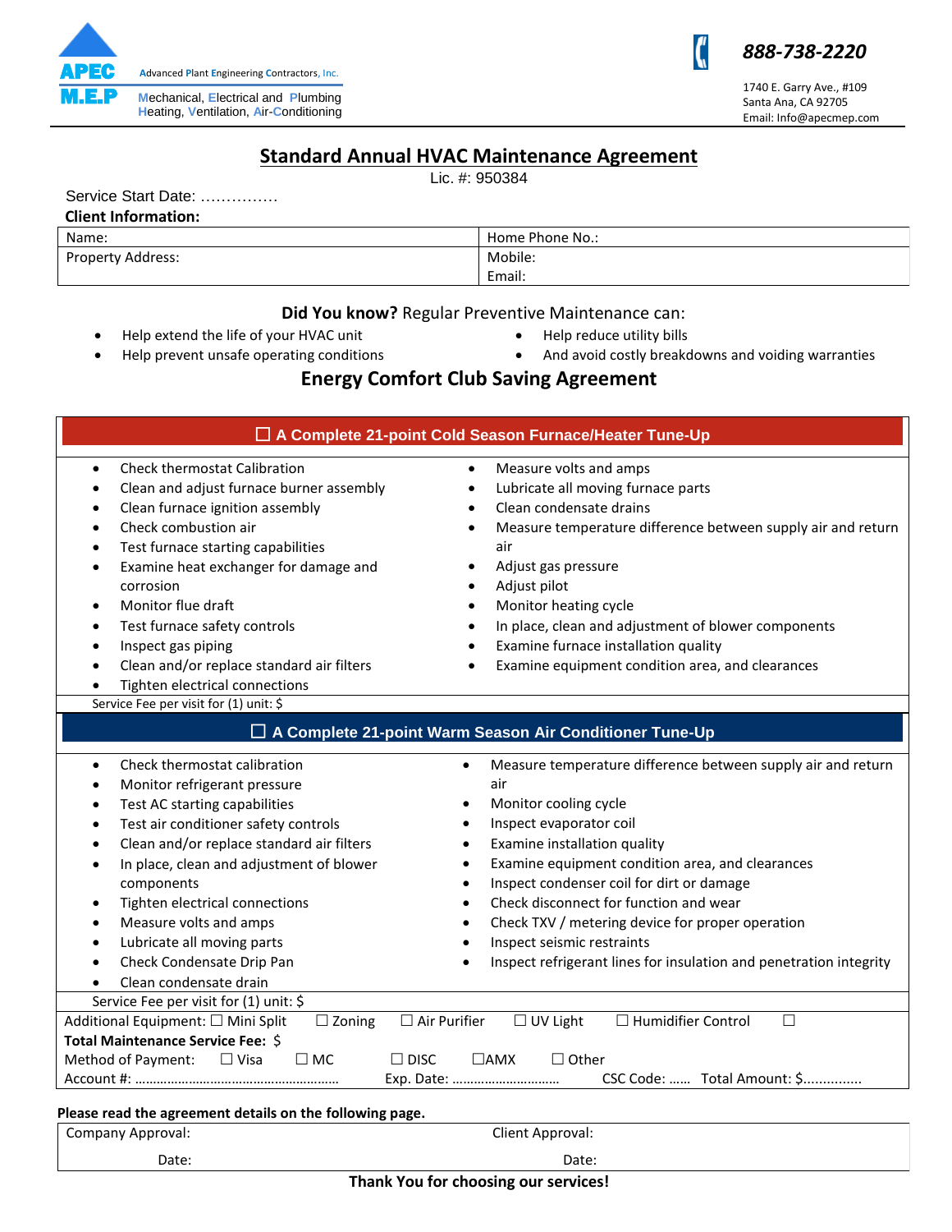APEC M.E.P

Advanced Plant Engineering Contractors, Inc.

Mechanical, Electrical and Plumbing
Heating, Ventilation, Air-Conditioning

*888-738-2220*

1740 E. Garry Ave., #109
Santa Ana, CA 92705
Email: Info@apecmep.com

# Standard Annual HVAC Maintenance Agreement

Lic. #: 950384

Service Start Date: ……………

**Client Information:**

| Name: | Home Phone No.: |
|---|---|
| Property Address: | Mobile:<br>Email: |

**Did You know?** Regular Preventive Maintenance can:

- Help extend the life of your HVAC unit
- Help prevent unsafe operating conditions
- Help reduce utility bills
- And avoid costly breakdowns and voiding warranties

## Energy Comfort Club Saving Agreement

### ☐ A Complete 21-point Cold Season Furnace/Heater Tune-Up

- Check thermostat Calibration
- Clean and adjust furnace burner assembly
- Clean furnace ignition assembly
- Check combustion air
- Test furnace starting capabilities
- Examine heat exchanger for damage and corrosion
- Monitor flue draft
- Test furnace safety controls
- Inspect gas piping
- Clean and/or replace standard air filters
- Tighten electrical connections
- Measure volts and amps
- Lubricate all moving furnace parts
- Clean condensate drains
- Measure temperature difference between supply air and return air
- Adjust gas pressure
- Adjust pilot
- Monitor heating cycle
- In place, clean and adjustment of blower components
- Examine furnace installation quality
- Examine equipment condition area, and clearances

Service Fee per visit for (1) unit: $

### ☐ A Complete 21-point Warm Season Air Conditioner Tune-Up

- Check thermostat calibration
- Monitor refrigerant pressure
- Test AC starting capabilities
- Test air conditioner safety controls
- Clean and/or replace standard air filters
- In place, clean and adjustment of blower components
- Tighten electrical connections
- Measure volts and amps
- Lubricate all moving parts
- Check Condensate Drip Pan
- Clean condensate drain
- Measure temperature difference between supply air and return air
- Monitor cooling cycle
- Inspect evaporator coil
- Examine installation quality
- Examine equipment condition area, and clearances
- Inspect condenser coil for dirt or damage
- Check disconnect for function and wear
- Check TXV / metering device for proper operation
- Inspect seismic restraints
- Inspect refrigerant lines for insulation and penetration integrity

Service Fee per visit for (1) unit: $

Additional Equipment: ☐ Mini Split ☐ Zoning ☐ Air Purifier ☐ UV Light ☐ Humidifier Control ☐

**Total Maintenance Service Fee:** $

Method of Payment: ☐ Visa ☐ MC ☐ DISC ☐AMX ☐ Other

Account #: ……………………………………………… Exp. Date: ………………………… CSC Code: …… Total Amount: $...............

**Please read the agreement details on the following page.**

| Company Approval: | Client Approval: |
|---|---|
| Date: | Date: |

**Thank You for choosing our services!**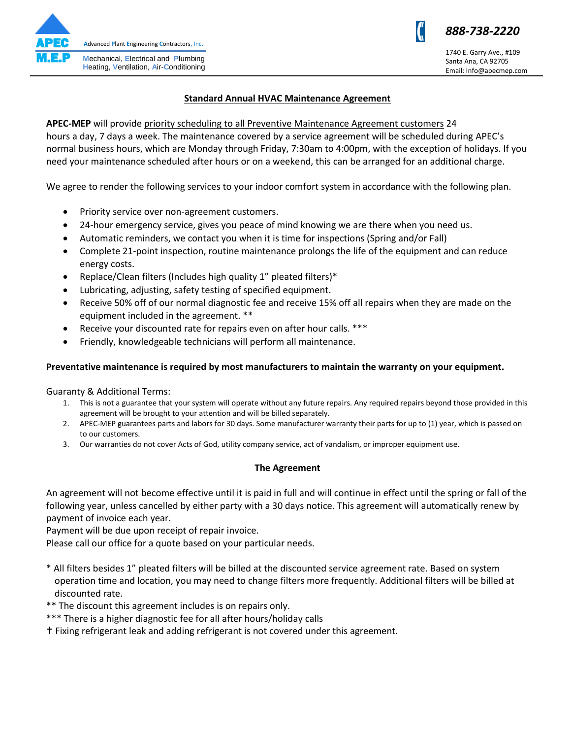APEC M.E.P

Advanced Plant Engineering Contractors, Inc.

Mechanical, Electrical and Plumbing
Heating, Ventilation, Air-Conditioning

*888-738-2220*

1740 E. Garry Ave., #109
Santa Ana, CA 92705
Email: Info@apecmep.com

## Standard Annual HVAC Maintenance Agreement

**APEC-MEP** will provide priority scheduling to all Preventive Maintenance Agreement customers 24 hours a day, 7 days a week. The maintenance covered by a service agreement will be scheduled during APEC's normal business hours, which are Monday through Friday, 7:30am to 4:00pm, with the exception of holidays. If you need your maintenance scheduled after hours or on a weekend, this can be arranged for an additional charge.

We agree to render the following services to your indoor comfort system in accordance with the following plan.

- Priority service over non-agreement customers.
- 24-hour emergency service, gives you peace of mind knowing we are there when you need us.
- Automatic reminders, we contact you when it is time for inspections (Spring and/or Fall)
- Complete 21-point inspection, routine maintenance prolongs the life of the equipment and can reduce energy costs.
- Replace/Clean filters (Includes high quality 1" pleated filters)*
- Lubricating, adjusting, safety testing of specified equipment.
- Receive 50% off of our normal diagnostic fee and receive 15% off all repairs when they are made on the equipment included in the agreement. **
- Receive your discounted rate for repairs even on after hour calls. ***
- Friendly, knowledgeable technicians will perform all maintenance.

**Preventative maintenance is required by most manufacturers to maintain the warranty on your equipment.**

Guaranty & Additional Terms:

1. This is not a guarantee that your system will operate without any future repairs. Any required repairs beyond those provided in this agreement will be brought to your attention and will be billed separately.
2. APEC-MEP guarantees parts and labors for 30 days. Some manufacturer warranty their parts for up to (1) year, which is passed on to our customers.
3. Our warranties do not cover Acts of God, utility company service, act of vandalism, or improper equipment use.

### The Agreement

An agreement will not become effective until it is paid in full and will continue in effect until the spring or fall of the following year, unless cancelled by either party with a 30 days notice. This agreement will automatically renew by payment of invoice each year.
Payment will be due upon receipt of repair invoice.
Please call our office for a quote based on your particular needs.

\* All filters besides 1" pleated filters will be billed at the discounted service agreement rate. Based on system operation time and location, you may need to change filters more frequently. Additional filters will be billed at discounted rate.
** The discount this agreement includes is on repairs only.
*** There is a higher diagnostic fee for all after hours/holiday calls
† Fixing refrigerant leak and adding refrigerant is not covered under this agreement.